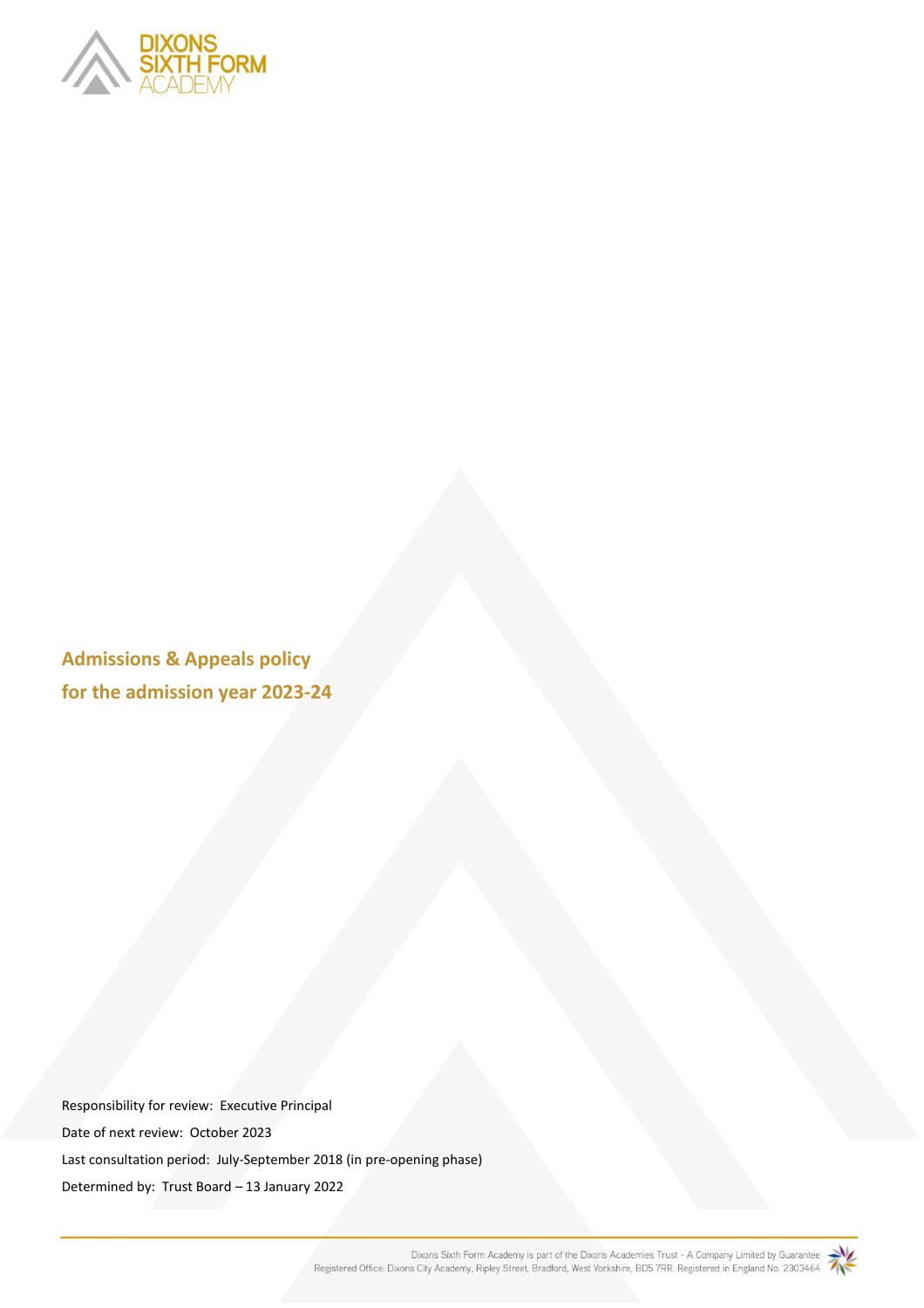DIXONS SIXTH FORM ACADEMY

# Admissions & Appeals policy for the admission year 2023-24

Responsibility for review: Executive Principal

Date of next review: October 2023

Last consultation period: July-September 2018 (in pre-opening phase)

Determined by: Trust Board – 13 January 2022

Dixons Sixth Form Academy is part of the Dixons Academies Trust - A Company Limited by Guarantee
Registered Office: Dixons City Academy, Ripley Street, Bradford, West Yorkshire, BD5 7RR. Registered in England No. 2303464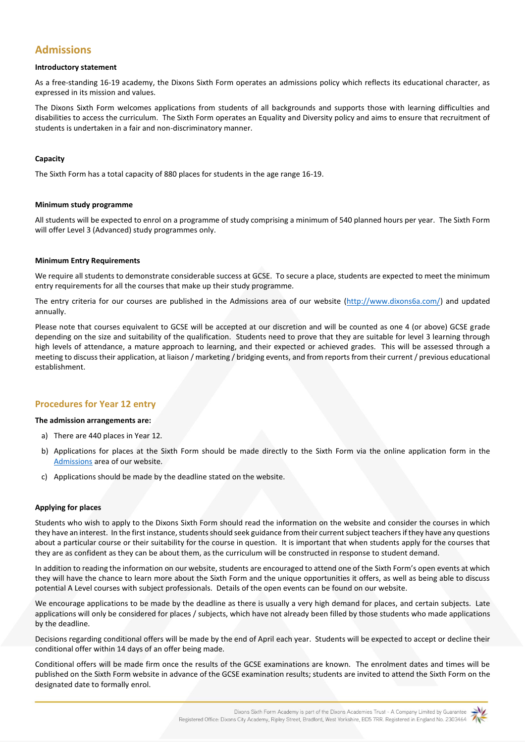## Admissions

**Introductory statement**

As a free-standing 16-19 academy, the Dixons Sixth Form operates an admissions policy which reflects its educational character, as expressed in its mission and values.

The Dixons Sixth Form welcomes applications from students of all backgrounds and supports those with learning difficulties and disabilities to access the curriculum. The Sixth Form operates an Equality and Diversity policy and aims to ensure that recruitment of students is undertaken in a fair and non-discriminatory manner.

**Capacity**

The Sixth Form has a total capacity of 880 places for students in the age range 16-19.

**Minimum study programme**

All students will be expected to enrol on a programme of study comprising a minimum of 540 planned hours per year. The Sixth Form will offer Level 3 (Advanced) study programmes only.

**Minimum Entry Requirements**

We require all students to demonstrate considerable success at GCSE. To secure a place, students are expected to meet the minimum entry requirements for all the courses that make up their study programme.

The entry criteria for our courses are published in the Admissions area of our website ([http://www.dixons6a.com/](http://www.dixons6a.com/)) and updated annually.

Please note that courses equivalent to GCSE will be accepted at our discretion and will be counted as one 4 (or above) GCSE grade depending on the size and suitability of the qualification. Students need to prove that they are suitable for level 3 learning through high levels of attendance, a mature approach to learning, and their expected or achieved grades. This will be assessed through a meeting to discuss their application, at liaison / marketing / bridging events, and from reports from their current / previous educational establishment.

## Procedures for Year 12 entry

**The admission arrangements are:**

a) There are 440 places in Year 12.

b) Applications for places at the Sixth Form should be made directly to the Sixth Form via the online application form in the Admissions area of our website.

c) Applications should be made by the deadline stated on the website.

**Applying for places**

Students who wish to apply to the Dixons Sixth Form should read the information on the website and consider the courses in which they have an interest. In the first instance, students should seek guidance from their current subject teachers if they have any questions about a particular course or their suitability for the course in question. It is important that when students apply for the courses that they are as confident as they can be about them, as the curriculum will be constructed in response to student demand.

In addition to reading the information on our website, students are encouraged to attend one of the Sixth Form's open events at which they will have the chance to learn more about the Sixth Form and the unique opportunities it offers, as well as being able to discuss potential A Level courses with subject professionals. Details of the open events can be found on our website.

We encourage applications to be made by the deadline as there is usually a very high demand for places, and certain subjects. Late applications will only be considered for places / subjects, which have not already been filled by those students who made applications by the deadline.

Decisions regarding conditional offers will be made by the end of April each year. Students will be expected to accept or decline their conditional offer within 14 days of an offer being made.

Conditional offers will be made firm once the results of the GCSE examinations are known. The enrolment dates and times will be published on the Sixth Form website in advance of the GCSE examination results; students are invited to attend the Sixth Form on the designated date to formally enrol.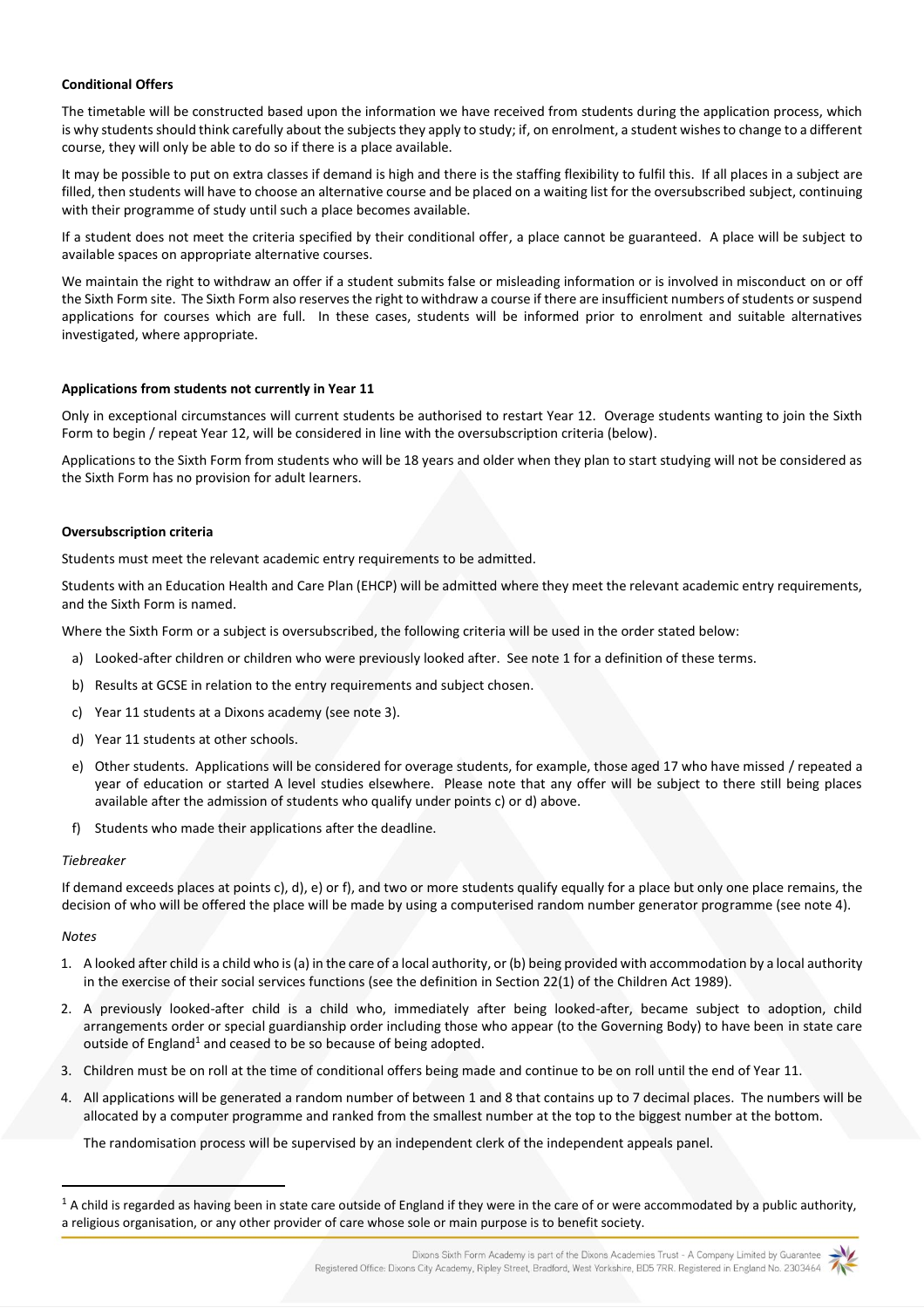**Conditional Offers**

The timetable will be constructed based upon the information we have received from students during the application process, which is why students should think carefully about the subjects they apply to study; if, on enrolment, a student wishes to change to a different course, they will only be able to do so if there is a place available.

It may be possible to put on extra classes if demand is high and there is the staffing flexibility to fulfil this. If all places in a subject are filled, then students will have to choose an alternative course and be placed on a waiting list for the oversubscribed subject, continuing with their programme of study until such a place becomes available.

If a student does not meet the criteria specified by their conditional offer, a place cannot be guaranteed. A place will be subject to available spaces on appropriate alternative courses.

We maintain the right to withdraw an offer if a student submits false or misleading information or is involved in misconduct on or off the Sixth Form site. The Sixth Form also reserves the right to withdraw a course if there are insufficient numbers of students or suspend applications for courses which are full. In these cases, students will be informed prior to enrolment and suitable alternatives investigated, where appropriate.

**Applications from students not currently in Year 11**

Only in exceptional circumstances will current students be authorised to restart Year 12. Overage students wanting to join the Sixth Form to begin / repeat Year 12, will be considered in line with the oversubscription criteria (below).

Applications to the Sixth Form from students who will be 18 years and older when they plan to start studying will not be considered as the Sixth Form has no provision for adult learners.

**Oversubscription criteria**

Students must meet the relevant academic entry requirements to be admitted.

Students with an Education Health and Care Plan (EHCP) will be admitted where they meet the relevant academic entry requirements, and the Sixth Form is named.

Where the Sixth Form or a subject is oversubscribed, the following criteria will be used in the order stated below:

a) Looked-after children or children who were previously looked after. See note 1 for a definition of these terms.
b) Results at GCSE in relation to the entry requirements and subject chosen.
c) Year 11 students at a Dixons academy (see note 3).
d) Year 11 students at other schools.
e) Other students. Applications will be considered for overage students, for example, those aged 17 who have missed / repeated a year of education or started A level studies elsewhere. Please note that any offer will be subject to there still being places available after the admission of students who qualify under points c) or d) above.
f) Students who made their applications after the deadline.

*Tiebreaker*

If demand exceeds places at points c), d), e) or f), and two or more students qualify equally for a place but only one place remains, the decision of who will be offered the place will be made by using a computerised random number generator programme (see note 4).

*Notes*

1. A looked after child is a child who is (a) in the care of a local authority, or (b) being provided with accommodation by a local authority in the exercise of their social services functions (see the definition in Section 22(1) of the Children Act 1989).
2. A previously looked-after child is a child who, immediately after being looked-after, became subject to adoption, child arrangements order or special guardianship order including those who appear (to the Governing Body) to have been in state care outside of England[1] and ceased to be so because of being adopted.
3. Children must be on roll at the time of conditional offers being made and continue to be on roll until the end of Year 11.
4. All applications will be generated a random number of between 1 and 8 that contains up to 7 decimal places. The numbers will be allocated by a computer programme and ranked from the smallest number at the top to the biggest number at the bottom.

   The randomisation process will be supervised by an independent clerk of the independent appeals panel.

---

[1] A child is regarded as having been in state care outside of England if they were in the care of or were accommodated by a public authority, a religious organisation, or any other provider of care whose sole or main purpose is to benefit society.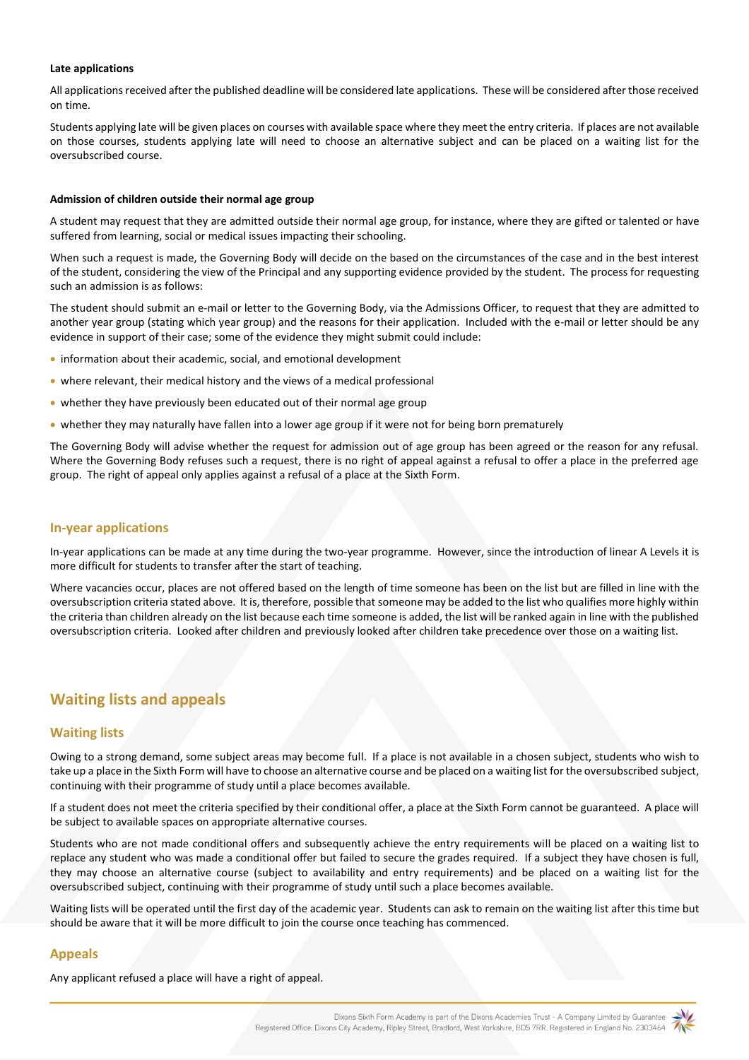**Late applications**

All applications received after the published deadline will be considered late applications. These will be considered after those received on time.

Students applying late will be given places on courses with available space where they meet the entry criteria. If places are not available on those courses, students applying late will need to choose an alternative subject and can be placed on a waiting list for the oversubscribed course.

**Admission of children outside their normal age group**

A student may request that they are admitted outside their normal age group, for instance, where they are gifted or talented or have suffered from learning, social or medical issues impacting their schooling.

When such a request is made, the Governing Body will decide on the based on the circumstances of the case and in the best interest of the student, considering the view of the Principal and any supporting evidence provided by the student. The process for requesting such an admission is as follows:

The student should submit an e-mail or letter to the Governing Body, via the Admissions Officer, to request that they are admitted to another year group (stating which year group) and the reasons for their application. Included with the e-mail or letter should be any evidence in support of their case; some of the evidence they might submit could include:

- information about their academic, social, and emotional development
- where relevant, their medical history and the views of a medical professional
- whether they have previously been educated out of their normal age group
- whether they may naturally have fallen into a lower age group if it were not for being born prematurely

The Governing Body will advise whether the request for admission out of age group has been agreed or the reason for any refusal. Where the Governing Body refuses such a request, there is no right of appeal against a refusal to offer a place in the preferred age group. The right of appeal only applies against a refusal of a place at the Sixth Form.

### In-year applications

In-year applications can be made at any time during the two-year programme. However, since the introduction of linear A Levels it is more difficult for students to transfer after the start of teaching.

Where vacancies occur, places are not offered based on the length of time someone has been on the list but are filled in line with the oversubscription criteria stated above. It is, therefore, possible that someone may be added to the list who qualifies more highly within the criteria than children already on the list because each time someone is added, the list will be ranked again in line with the published oversubscription criteria. Looked after children and previously looked after children take precedence over those on a waiting list.

## Waiting lists and appeals

### Waiting lists

Owing to a strong demand, some subject areas may become full. If a place is not available in a chosen subject, students who wish to take up a place in the Sixth Form will have to choose an alternative course and be placed on a waiting list for the oversubscribed subject, continuing with their programme of study until a place becomes available.

If a student does not meet the criteria specified by their conditional offer, a place at the Sixth Form cannot be guaranteed. A place will be subject to available spaces on appropriate alternative courses.

Students who are not made conditional offers and subsequently achieve the entry requirements will be placed on a waiting list to replace any student who was made a conditional offer but failed to secure the grades required. If a subject they have chosen is full, they may choose an alternative course (subject to availability and entry requirements) and be placed on a waiting list for the oversubscribed subject, continuing with their programme of study until such a place becomes available.

Waiting lists will be operated until the first day of the academic year. Students can ask to remain on the waiting list after this time but should be aware that it will be more difficult to join the course once teaching has commenced.

### Appeals

Any applicant refused a place will have a right of appeal.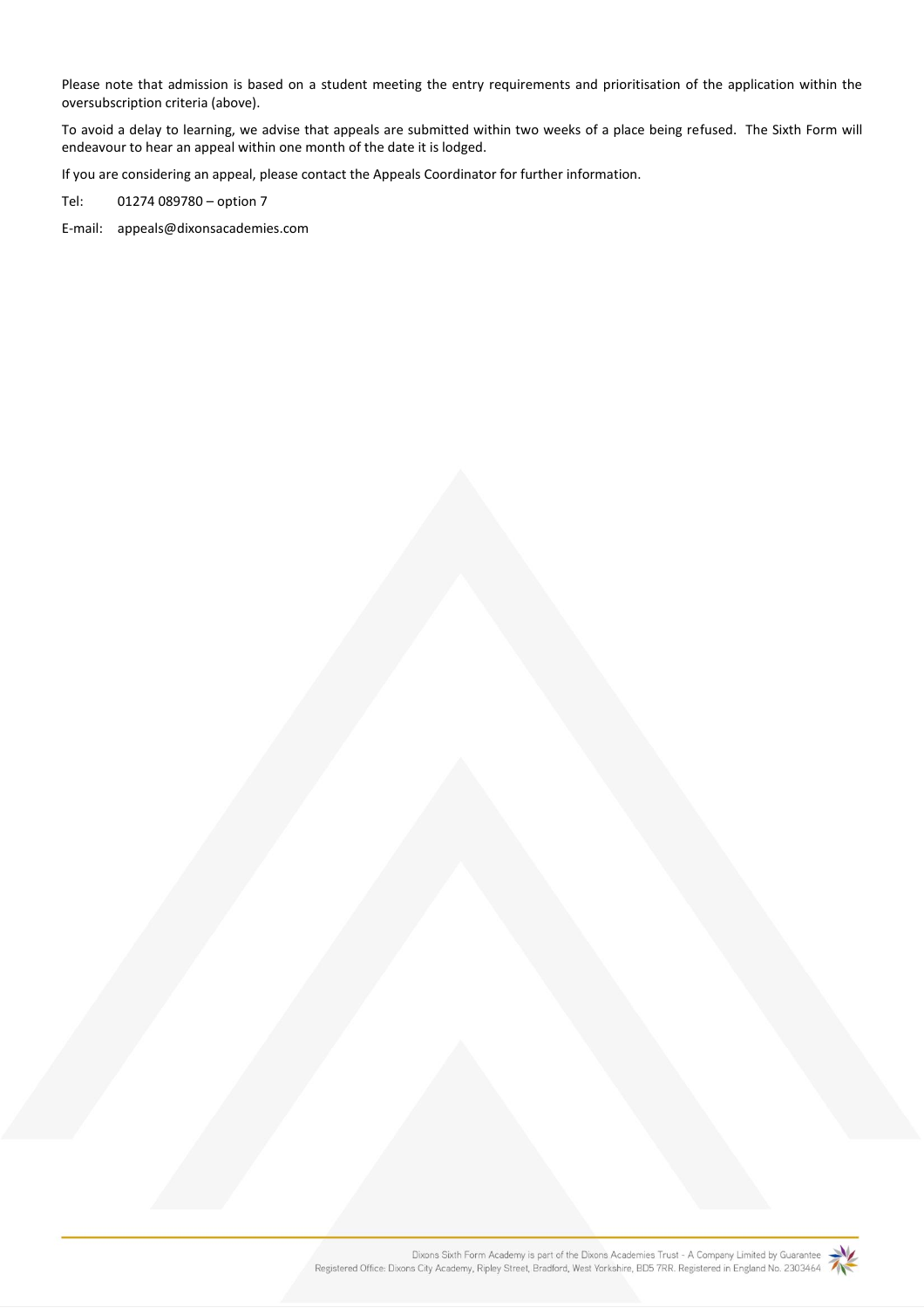Please note that admission is based on a student meeting the entry requirements and prioritisation of the application within the oversubscription criteria (above).

To avoid a delay to learning, we advise that appeals are submitted within two weeks of a place being refused. The Sixth Form will endeavour to hear an appeal within one month of the date it is lodged.

If you are considering an appeal, please contact the Appeals Coordinator for further information.

Tel: 01274 089780 – option 7

E-mail: appeals@dixonsacademies.com